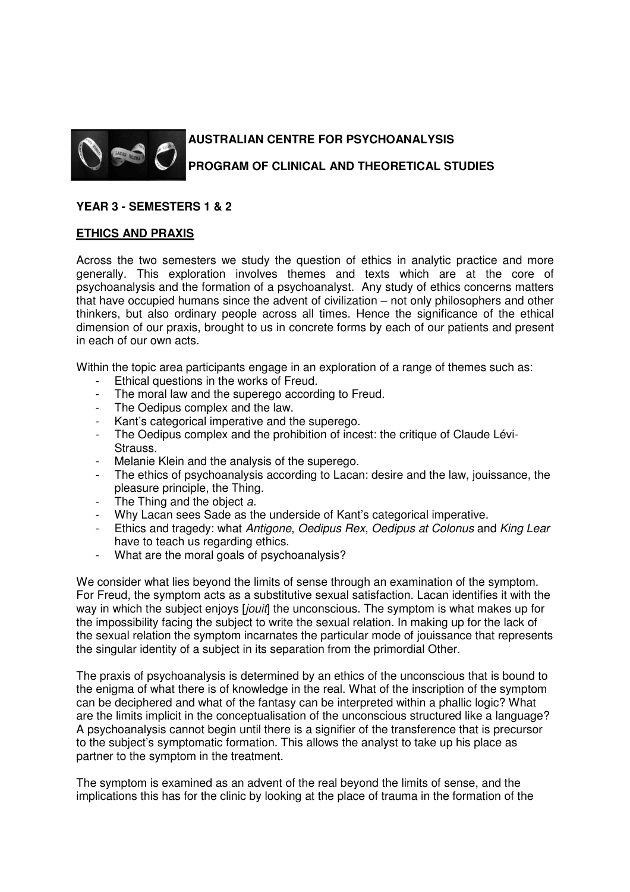**AUSTRALIAN CENTRE FOR PSYCHOANALYSIS**

**PROGRAM OF CLINICAL AND THEORETICAL STUDIES**

**YEAR 3 - SEMESTERS 1 & 2**

**ETHICS AND PRAXIS**

Across the two semesters we study the question of ethics in analytic practice and more generally. This exploration involves themes and texts which are at the core of psychoanalysis and the formation of a psychoanalyst. Any study of ethics concerns matters that have occupied humans since the advent of civilization – not only philosophers and other thinkers, but also ordinary people across all times. Hence the significance of the ethical dimension of our praxis, brought to us in concrete forms by each of our patients and present in each of our own acts.

Within the topic area participants engage in an exploration of a range of themes such as:

- Ethical questions in the works of Freud.
- The moral law and the superego according to Freud.
- The Oedipus complex and the law.
- Kant's categorical imperative and the superego.
- The Oedipus complex and the prohibition of incest: the critique of Claude Lévi-Strauss.
- Melanie Klein and the analysis of the superego.
- The ethics of psychoanalysis according to Lacan: desire and the law, jouissance, the pleasure principle, the Thing.
- The Thing and the object *a.*
- Why Lacan sees Sade as the underside of Kant's categorical imperative.
- Ethics and tragedy: what *Antigone*, *Oedipus Rex*, *Oedipus at Colonus* and *King Lear* have to teach us regarding ethics.
- What are the moral goals of psychoanalysis?

We consider what lies beyond the limits of sense through an examination of the symptom. For Freud, the symptom acts as a substitutive sexual satisfaction. Lacan identifies it with the way in which the subject enjoys [*jouit*] the unconscious. The symptom is what makes up for the impossibility facing the subject to write the sexual relation. In making up for the lack of the sexual relation the symptom incarnates the particular mode of jouissance that represents the singular identity of a subject in its separation from the primordial Other.

The praxis of psychoanalysis is determined by an ethics of the unconscious that is bound to the enigma of what there is of knowledge in the real. What of the inscription of the symptom can be deciphered and what of the fantasy can be interpreted within a phallic logic? What are the limits implicit in the conceptualisation of the unconscious structured like a language? A psychoanalysis cannot begin until there is a signifier of the transference that is precursor to the subject's symptomatic formation. This allows the analyst to take up his place as partner to the symptom in the treatment.

The symptom is examined as an advent of the real beyond the limits of sense, and the implications this has for the clinic by looking at the place of trauma in the formation of the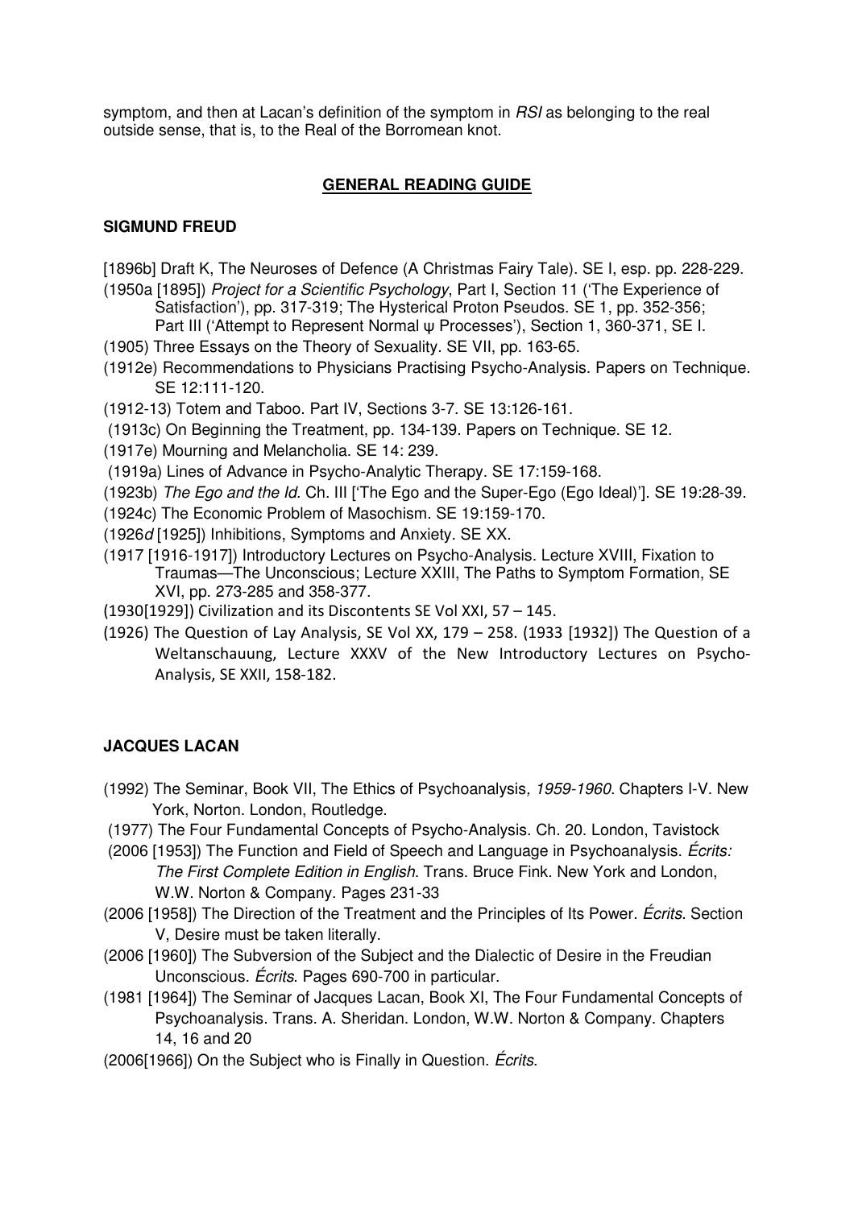symptom, and then at Lacan's definition of the symptom in *RSI* as belonging to the real outside sense, that is, to the Real of the Borromean knot.

## GENERAL READING GUIDE

### SIGMUND FREUD

[1896b] Draft K, The Neuroses of Defence (A Christmas Fairy Tale). SE I, esp. pp. 228-229.

(1950a [1895]) *Project for a Scientific Psychology*, Part I, Section 11 ('The Experience of Satisfaction'), pp. 317-319; The Hysterical Proton Pseudos. SE 1, pp. 352-356; Part III ('Attempt to Represent Normal ψ Processes'), Section 1, 360-371, SE I.

(1905) Three Essays on the Theory of Sexuality. SE VII, pp. 163-65.

(1912e) Recommendations to Physicians Practising Psycho-Analysis. Papers on Technique. SE 12:111-120.

(1912-13) Totem and Taboo. Part IV, Sections 3-7. SE 13:126-161.

(1913c) On Beginning the Treatment, pp. 134-139. Papers on Technique. SE 12.

(1917e) Mourning and Melancholia. SE 14: 239.

(1919a) Lines of Advance in Psycho-Analytic Therapy. SE 17:159-168.

(1923b) *The Ego and the Id.* Ch. III ['The Ego and the Super-Ego (Ego Ideal)']. SE 19:28-39.

(1924c) The Economic Problem of Masochism. SE 19:159-170.

(1926*d* [1925]) Inhibitions, Symptoms and Anxiety. SE XX.

(1917 [1916-1917]) Introductory Lectures on Psycho-Analysis. Lecture XVIII, Fixation to Traumas—The Unconscious; Lecture XXIII, The Paths to Symptom Formation, SE XVI, pp. 273-285 and 358-377.

(1930[1929]) Civilization and its Discontents SE Vol XXI, 57 – 145.

(1926) The Question of Lay Analysis, SE Vol XX, 179 – 258. (1933 [1932]) The Question of a Weltanschauung, Lecture XXXV of the New Introductory Lectures on Psycho-Analysis, SE XXII, 158-182.

### JACQUES LACAN

(1992) The Seminar, Book VII, The Ethics of Psychoanalysis*, 1959-1960*. Chapters I-V. New York, Norton. London, Routledge.

(1977) The Four Fundamental Concepts of Psycho-Analysis. Ch. 20. London, Tavistock

(2006 [1953]) The Function and Field of Speech and Language in Psychoanalysis. *Écrits: The First Complete Edition in English*. Trans. Bruce Fink. New York and London, W.W. Norton & Company. Pages 231-33

(2006 [1958]) The Direction of the Treatment and the Principles of Its Power. *Écrits*. Section V, Desire must be taken literally.

(2006 [1960]) The Subversion of the Subject and the Dialectic of Desire in the Freudian Unconscious. *Écrits*. Pages 690-700 in particular.

(1981 [1964]) The Seminar of Jacques Lacan, Book XI, The Four Fundamental Concepts of Psychoanalysis. Trans. A. Sheridan. London, W.W. Norton & Company. Chapters 14, 16 and 20

(2006[1966]) On the Subject who is Finally in Question. *Écrits*.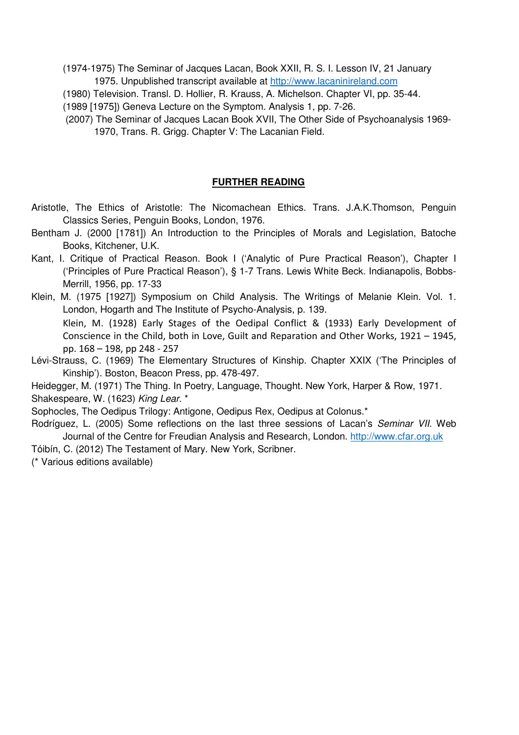(1974-1975) The Seminar of Jacques Lacan, Book XXII, R. S. I. Lesson IV, 21 January 1975. Unpublished transcript available at http://www.lacaninireland.com

(1980) Television. Transl. D. Hollier, R. Krauss, A. Michelson. Chapter VI, pp. 35-44.

(1989 [1975]) Geneva Lecture on the Symptom. Analysis 1, pp. 7-26.

(2007) The Seminar of Jacques Lacan Book XVII, The Other Side of Psychoanalysis 1969-1970, Trans. R. Grigg. Chapter V: The Lacanian Field.

## FURTHER READING

Aristotle, The Ethics of Aristotle: The Nicomachean Ethics. Trans. J.A.K.Thomson, Penguin Classics Series, Penguin Books, London, 1976.

Bentham J. (2000 [1781]) An Introduction to the Principles of Morals and Legislation, Batoche Books, Kitchener, U.K.

Kant, I. Critique of Practical Reason. Book I ('Analytic of Pure Practical Reason'), Chapter I ('Principles of Pure Practical Reason'), § 1-7 Trans. Lewis White Beck. Indianapolis, Bobbs-Merrill, 1956, pp. 17-33

Klein, M. (1975 [1927]) Symposium on Child Analysis. The Writings of Melanie Klein. Vol. 1. London, Hogarth and The Institute of Psycho-Analysis, p. 139.

Klein, M. (1928) Early Stages of the Oedipal Conflict & (1933) Early Development of Conscience in the Child, both in Love, Guilt and Reparation and Other Works, 1921 – 1945, pp. 168 – 198, pp 248 - 257

Lévi-Strauss, C. (1969) The Elementary Structures of Kinship. Chapter XXIX ('The Principles of Kinship'). Boston, Beacon Press, pp. 478-497.

Heidegger, M. (1971) The Thing. In Poetry, Language, Thought. New York, Harper & Row, 1971.

Shakespeare, W. (1623) *King Lear*. *

Sophocles, The Oedipus Trilogy: Antigone, Oedipus Rex, Oedipus at Colonus.*

Rodríguez, L. (2005) Some reflections on the last three sessions of Lacan's *Seminar VII*. Web Journal of the Centre for Freudian Analysis and Research, London. http://www.cfar.org.uk

Tóibín, C. (2012) The Testament of Mary. New York, Scribner.

(* Various editions available)